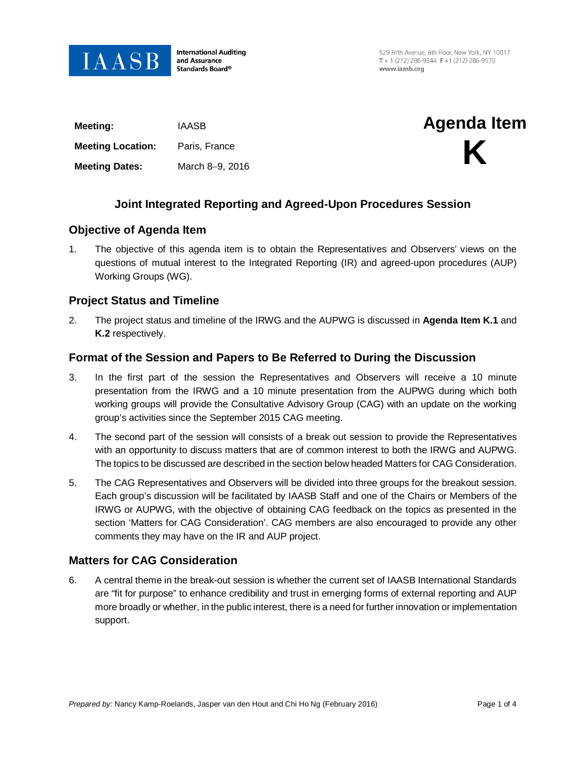IAASB International Auditing and Assurance Standards Board®

529 Fifth Avenue, 6th Floor, New York, NY 10017
T + 1 (212) 286-9344 F +1 (212) 286-9570
www.iaasb.org

**Meeting:** IAASB

**Meeting Location:** Paris, France

**Meeting Dates:** March 8–9, 2016

# Agenda Item K

## Joint Integrated Reporting and Agreed-Upon Procedures Session

### Objective of Agenda Item

1. The objective of this agenda item is to obtain the Representatives and Observers' views on the questions of mutual interest to the Integrated Reporting (IR) and agreed-upon procedures (AUP) Working Groups (WG).

### Project Status and Timeline

2. The project status and timeline of the IRWG and the AUPWG is discussed in **Agenda Item K.1** and **K.2** respectively.

### Format of the Session and Papers to Be Referred to During the Discussion

3. In the first part of the session the Representatives and Observers will receive a 10 minute presentation from the IRWG and a 10 minute presentation from the AUPWG during which both working groups will provide the Consultative Advisory Group (CAG) with an update on the working group's activities since the September 2015 CAG meeting.

4. The second part of the session will consists of a break out session to provide the Representatives with an opportunity to discuss matters that are of common interest to both the IRWG and AUPWG. The topics to be discussed are described in the section below headed Matters for CAG Consideration.

5. The CAG Representatives and Observers will be divided into three groups for the breakout session. Each group's discussion will be facilitated by IAASB Staff and one of the Chairs or Members of the IRWG or AUPWG, with the objective of obtaining CAG feedback on the topics as presented in the section 'Matters for CAG Consideration'. CAG members are also encouraged to provide any other comments they may have on the IR and AUP project.

### Matters for CAG Consideration

6. A central theme in the break-out session is whether the current set of IAASB International Standards are "fit for purpose" to enhance credibility and trust in emerging forms of external reporting and AUP more broadly or whether, in the public interest, there is a need for further innovation or implementation support.

*Prepared by:* Nancy Kamp-Roelands, Jasper van den Hout and Chi Ho Ng (February 2016)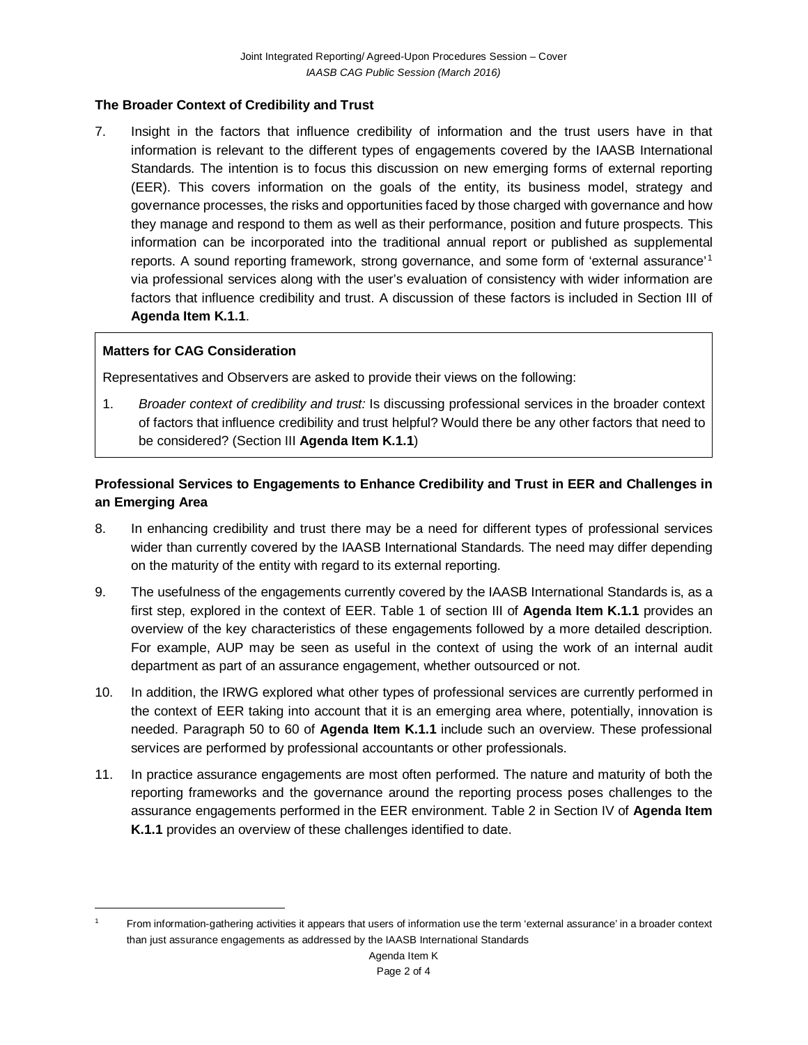### The Broader Context of Credibility and Trust

7. Insight in the factors that influence credibility of information and the trust users have in that information is relevant to the different types of engagements covered by the IAASB International Standards. The intention is to focus this discussion on new emerging forms of external reporting (EER). This covers information on the goals of the entity, its business model, strategy and governance processes, the risks and opportunities faced by those charged with governance and how they manage and respond to them as well as their performance, position and future prospects. This information can be incorporated into the traditional annual report or published as supplemental reports. A sound reporting framework, strong governance, and some form of 'external assurance'[1] via professional services along with the user's evaluation of consistency with wider information are factors that influence credibility and trust. A discussion of these factors is included in Section III of **Agenda Item K.1.1**.

> **Matters for CAG Consideration**
>
> Representatives and Observers are asked to provide their views on the following:
>
> 1. *Broader context of credibility and trust:* Is discussing professional services in the broader context of factors that influence credibility and trust helpful? Would there be any other factors that need to be considered? (Section III **Agenda Item K.1.1**)

### Professional Services to Engagements to Enhance Credibility and Trust in EER and Challenges in an Emerging Area

8. In enhancing credibility and trust there may be a need for different types of professional services wider than currently covered by the IAASB International Standards. The need may differ depending on the maturity of the entity with regard to its external reporting.

9. The usefulness of the engagements currently covered by the IAASB International Standards is, as a first step, explored in the context of EER. Table 1 of section III of **Agenda Item K.1.1** provides an overview of the key characteristics of these engagements followed by a more detailed description. For example, AUP may be seen as useful in the context of using the work of an internal audit department as part of an assurance engagement, whether outsourced or not.

10. In addition, the IRWG explored what other types of professional services are currently performed in the context of EER taking into account that it is an emerging area where, potentially, innovation is needed. Paragraph 50 to 60 of **Agenda Item K.1.1** include such an overview. These professional services are performed by professional accountants or other professionals.

11. In practice assurance engagements are most often performed. The nature and maturity of both the reporting frameworks and the governance around the reporting process poses challenges to the assurance engagements performed in the EER environment. Table 2 in Section IV of **Agenda Item K.1.1** provides an overview of these challenges identified to date.

---

[1] From information-gathering activities it appears that users of information use the term 'external assurance' in a broader context than just assurance engagements as addressed by the IAASB International Standards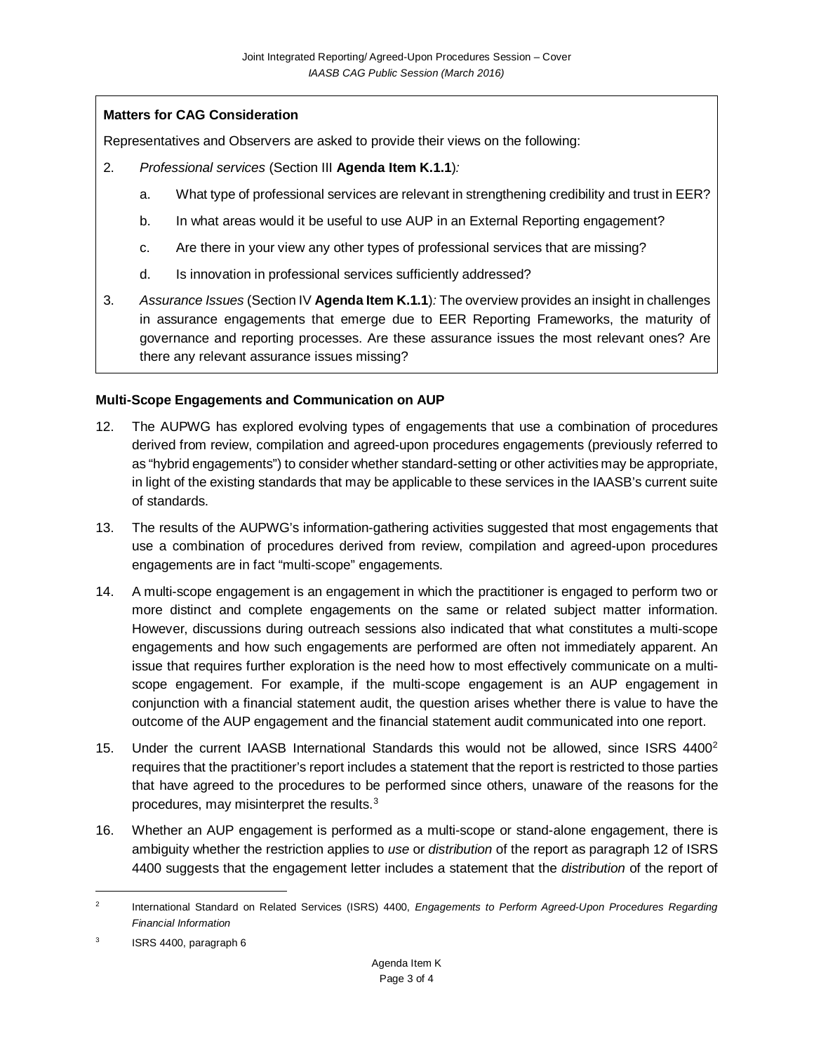**Matters for CAG Consideration**

Representatives and Observers are asked to provide their views on the following:

2. *Professional services* (Section III **Agenda Item K.1.1**)*:*
   a. What type of professional services are relevant in strengthening credibility and trust in EER?
   b. In what areas would it be useful to use AUP in an External Reporting engagement?
   c. Are there in your view any other types of professional services that are missing?
   d. Is innovation in professional services sufficiently addressed?
3. *Assurance Issues* (Section IV **Agenda Item K.1.1**)*:* The overview provides an insight in challenges in assurance engagements that emerge due to EER Reporting Frameworks, the maturity of governance and reporting processes. Are these assurance issues the most relevant ones? Are there any relevant assurance issues missing?

**Multi-Scope Engagements and Communication on AUP**

12. The AUPWG has explored evolving types of engagements that use a combination of procedures derived from review, compilation and agreed-upon procedures engagements (previously referred to as "hybrid engagements") to consider whether standard-setting or other activities may be appropriate, in light of the existing standards that may be applicable to these services in the IAASB's current suite of standards.

13. The results of the AUPWG's information-gathering activities suggested that most engagements that use a combination of procedures derived from review, compilation and agreed-upon procedures engagements are in fact "multi-scope" engagements.

14. A multi-scope engagement is an engagement in which the practitioner is engaged to perform two or more distinct and complete engagements on the same or related subject matter information. However, discussions during outreach sessions also indicated that what constitutes a multi-scope engagements and how such engagements are performed are often not immediately apparent. An issue that requires further exploration is the need how to most effectively communicate on a multi-scope engagement. For example, if the multi-scope engagement is an AUP engagement in conjunction with a financial statement audit, the question arises whether there is value to have the outcome of the AUP engagement and the financial statement audit communicated into one report.

15. Under the current IAASB International Standards this would not be allowed, since ISRS 4400[2] requires that the practitioner's report includes a statement that the report is restricted to those parties that have agreed to the procedures to be performed since others, unaware of the reasons for the procedures, may misinterpret the results.[3]

16. Whether an AUP engagement is performed as a multi-scope or stand-alone engagement, there is ambiguity whether the restriction applies to *use* or *distribution* of the report as paragraph 12 of ISRS 4400 suggests that the engagement letter includes a statement that the *distribution* of the report of

---

[2] International Standard on Related Services (ISRS) 4400, *Engagements to Perform Agreed-Upon Procedures Regarding Financial Information*

[3] ISRS 4400, paragraph 6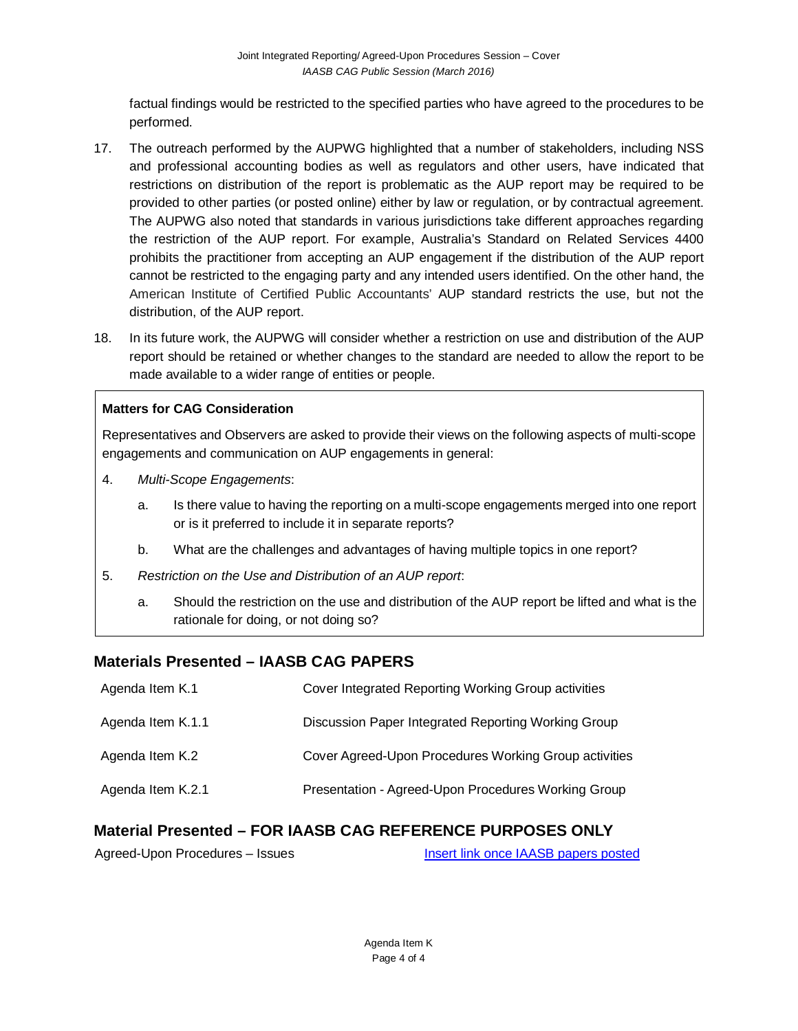factual findings would be restricted to the specified parties who have agreed to the procedures to be performed.

17. The outreach performed by the AUPWG highlighted that a number of stakeholders, including NSS and professional accounting bodies as well as regulators and other users, have indicated that restrictions on distribution of the report is problematic as the AUP report may be required to be provided to other parties (or posted online) either by law or regulation, or by contractual agreement. The AUPWG also noted that standards in various jurisdictions take different approaches regarding the restriction of the AUP report. For example, Australia's Standard on Related Services 4400 prohibits the practitioner from accepting an AUP engagement if the distribution of the AUP report cannot be restricted to the engaging party and any intended users identified. On the other hand, the American Institute of Certified Public Accountants' AUP standard restricts the use, but not the distribution, of the AUP report.

18. In its future work, the AUPWG will consider whether a restriction on use and distribution of the AUP report should be retained or whether changes to the standard are needed to allow the report to be made available to a wider range of entities or people.

**Matters for CAG Consideration**

Representatives and Observers are asked to provide their views on the following aspects of multi-scope engagements and communication on AUP engagements in general:

4. *Multi-Scope Engagements*:
   a. Is there value to having the reporting on a multi-scope engagements merged into one report or is it preferred to include it in separate reports?
   b. What are the challenges and advantages of having multiple topics in one report?
5. *Restriction on the Use and Distribution of an AUP report*:
   a. Should the restriction on the use and distribution of the AUP report be lifted and what is the rationale for doing, or not doing so?

## Materials Presented – IAASB CAG PAPERS

| | |
|---|---|
| Agenda Item K.1 | Cover Integrated Reporting Working Group activities |
| Agenda Item K.1.1 | Discussion Paper Integrated Reporting Working Group |
| Agenda Item K.2 | Cover Agreed-Upon Procedures Working Group activities |
| Agenda Item K.2.1 | Presentation - Agreed-Upon Procedures Working Group |

## Material Presented – FOR IAASB CAG REFERENCE PURPOSES ONLY

| | |
|---|---|
| Agreed-Upon Procedures – Issues | Insert link once IAASB papers posted |